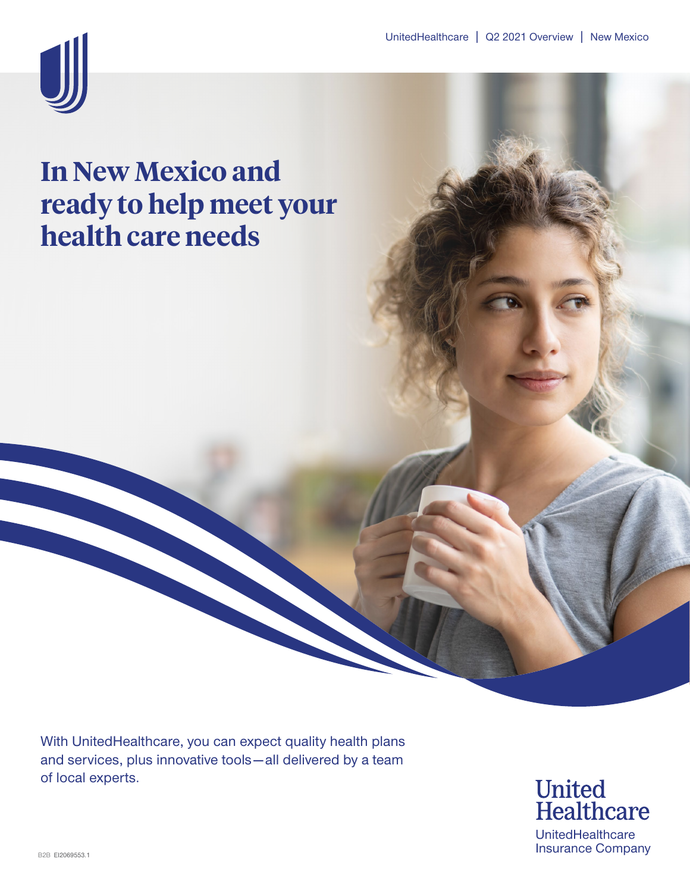UnitedHealthcare | Q2 2021 Overview | New Mexico

# In New Mexico and ready to help meet your health care needs

With UnitedHealthcare, you can expect quality health plans and services, plus innovative tools—all delivered by a team of local experts.

United Healthcare

UnitedHealthcare Insurance Company

B2B EI2069553.1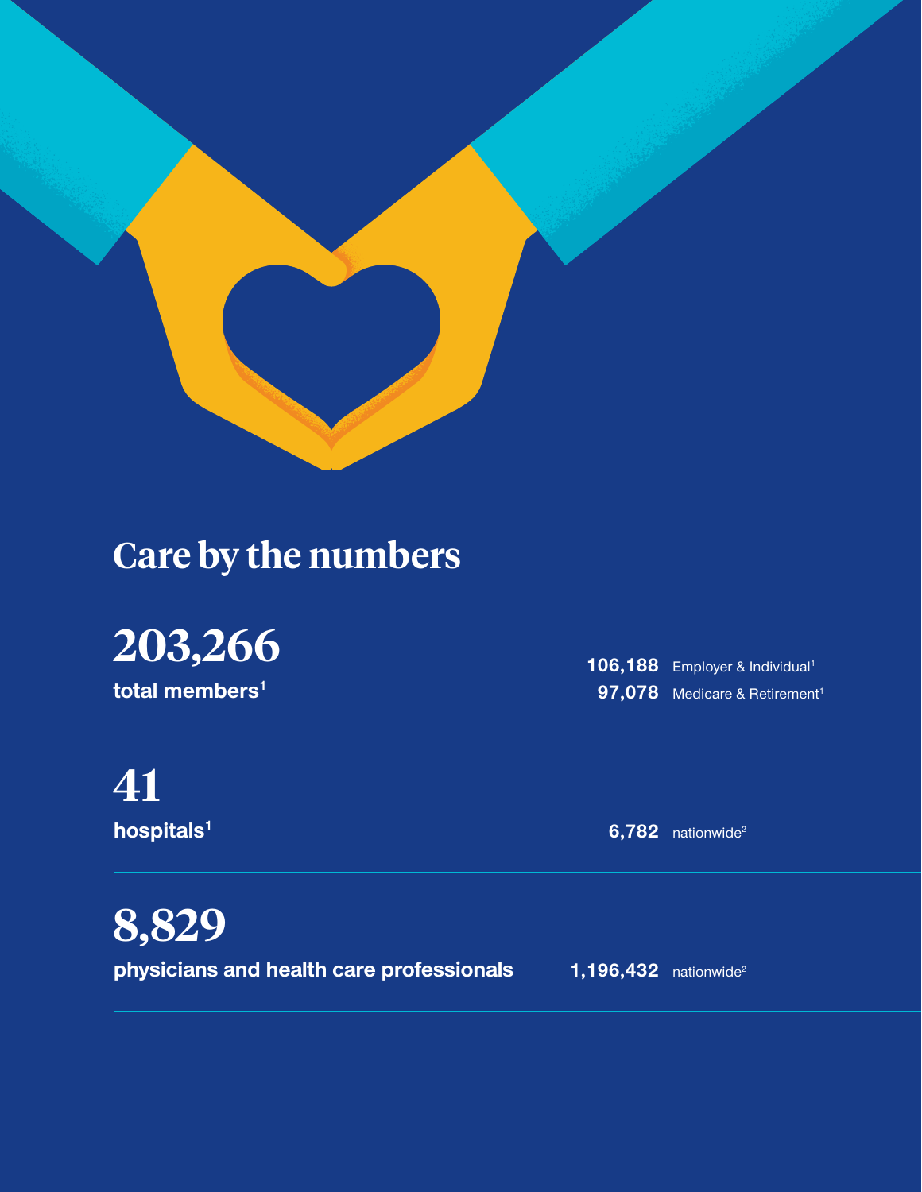# Care by the numbers

**203,266**
**total members**[1]

| | |
|---|---|
| **106,188** | Employer & Individual[1] |
| **97,078** | Medicare & Retirement[1] |

**41**
**hospitals**[1]

**6,782** nationwide[2]

**8,829**
**physicians and health care professionals**

**1,196,432** nationwide[2]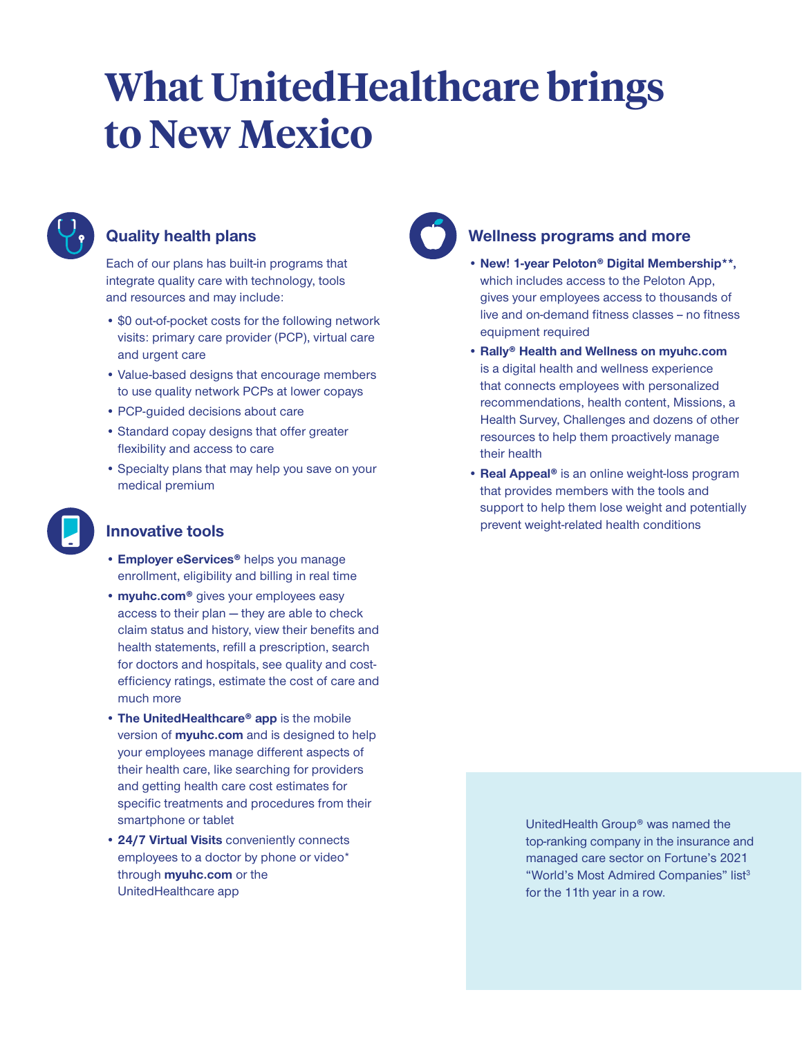# What UnitedHealthcare brings to New Mexico

## Quality health plans

Each of our plans has built-in programs that integrate quality care with technology, tools and resources and may include:

- $0 out-of-pocket costs for the following network visits: primary care provider (PCP), virtual care and urgent care
- Value-based designs that encourage members to use quality network PCPs at lower copays
- PCP-guided decisions about care
- Standard copay designs that offer greater flexibility and access to care
- Specialty plans that may help you save on your medical premium

## Innovative tools

- **Employer eServices®** helps you manage enrollment, eligibility and billing in real time
- **myuhc.com®** gives your employees easy access to their plan — they are able to check claim status and history, view their benefits and health statements, refill a prescription, search for doctors and hospitals, see quality and cost-efficiency ratings, estimate the cost of care and much more
- **The UnitedHealthcare® app** is the mobile version of **myuhc.com** and is designed to help your employees manage different aspects of their health care, like searching for providers and getting health care cost estimates for specific treatments and procedures from their smartphone or tablet
- **24/7 Virtual Visits** conveniently connects employees to a doctor by phone or video* through **myuhc.com** or the UnitedHealthcare app

## Wellness programs and more

- **New! 1-year Peloton® Digital Membership**\*\*, which includes access to the Peloton App, gives your employees access to thousands of live and on-demand fitness classes – no fitness equipment required
- **Rally® Health and Wellness on myuhc.com** is a digital health and wellness experience that connects employees with personalized recommendations, health content, Missions, a Health Survey, Challenges and dozens of other resources to help them proactively manage their health
- **Real Appeal®** is an online weight-loss program that provides members with the tools and support to help them lose weight and potentially prevent weight-related health conditions

UnitedHealth Group® was named the top-ranking company in the insurance and managed care sector on Fortune's 2021 "World's Most Admired Companies" list[3] for the 11th year in a row.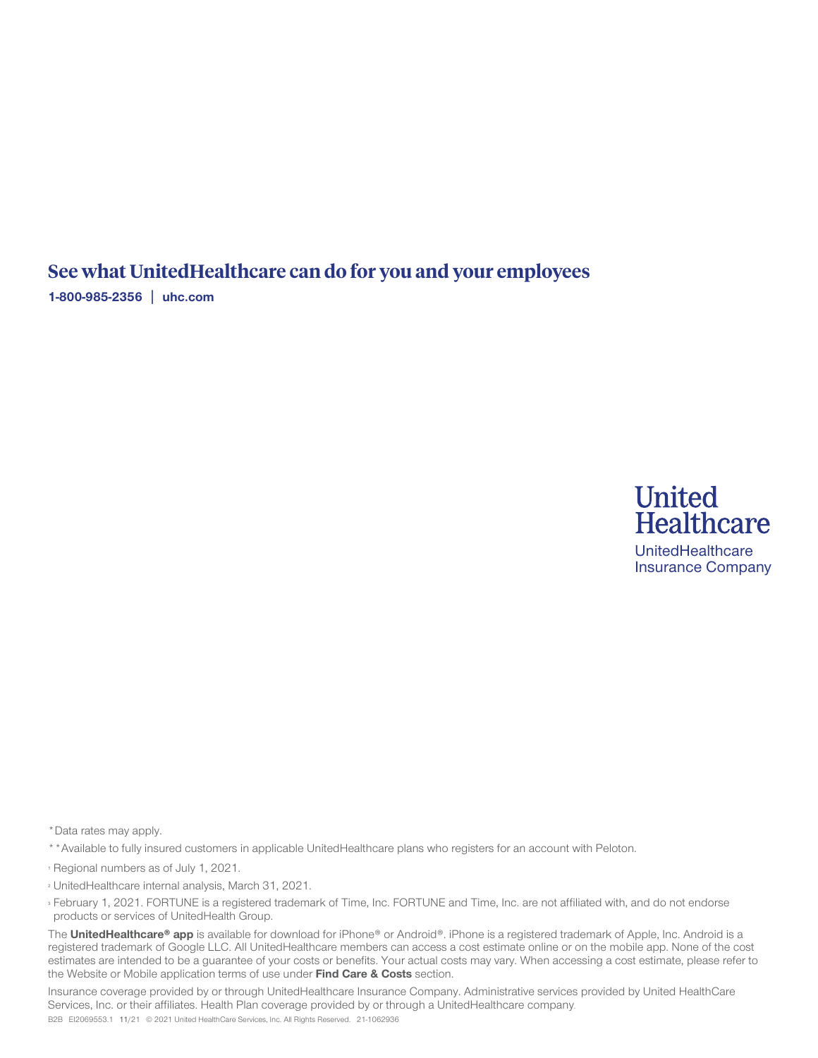## See what UnitedHealthcare can do for you and your employees

**1-800-985-2356 | uhc.com**

United Healthcare

UnitedHealthcare Insurance Company

*Data rates may apply.

**Available to fully insured customers in applicable UnitedHealthcare plans who registers for an account with Peloton.

[1] Regional numbers as of July 1, 2021.

[2] UnitedHealthcare internal analysis, March 31, 2021.

[3] February 1, 2021. FORTUNE is a registered trademark of Time, Inc. FORTUNE and Time, Inc. are not affiliated with, and do not endorse products or services of UnitedHealth Group.

The **UnitedHealthcare® app** is available for download for iPhone® or Android®. iPhone is a registered trademark of Apple, Inc. Android is a registered trademark of Google LLC. All UnitedHealthcare members can access a cost estimate online or on the mobile app. None of the cost estimates are intended to be a guarantee of your costs or benefits. Your actual costs may vary. When accessing a cost estimate, please refer to the Website or Mobile application terms of use under **Find Care & Costs** section.

Insurance coverage provided by or through UnitedHealthcare Insurance Company. Administrative services provided by United HealthCare Services, Inc. or their affiliates. Health Plan coverage provided by or through a UnitedHealthcare company.

B2B EI2069553.1 11/21 © 2021 United HealthCare Services, Inc. All Rights Reserved. 21-1062936